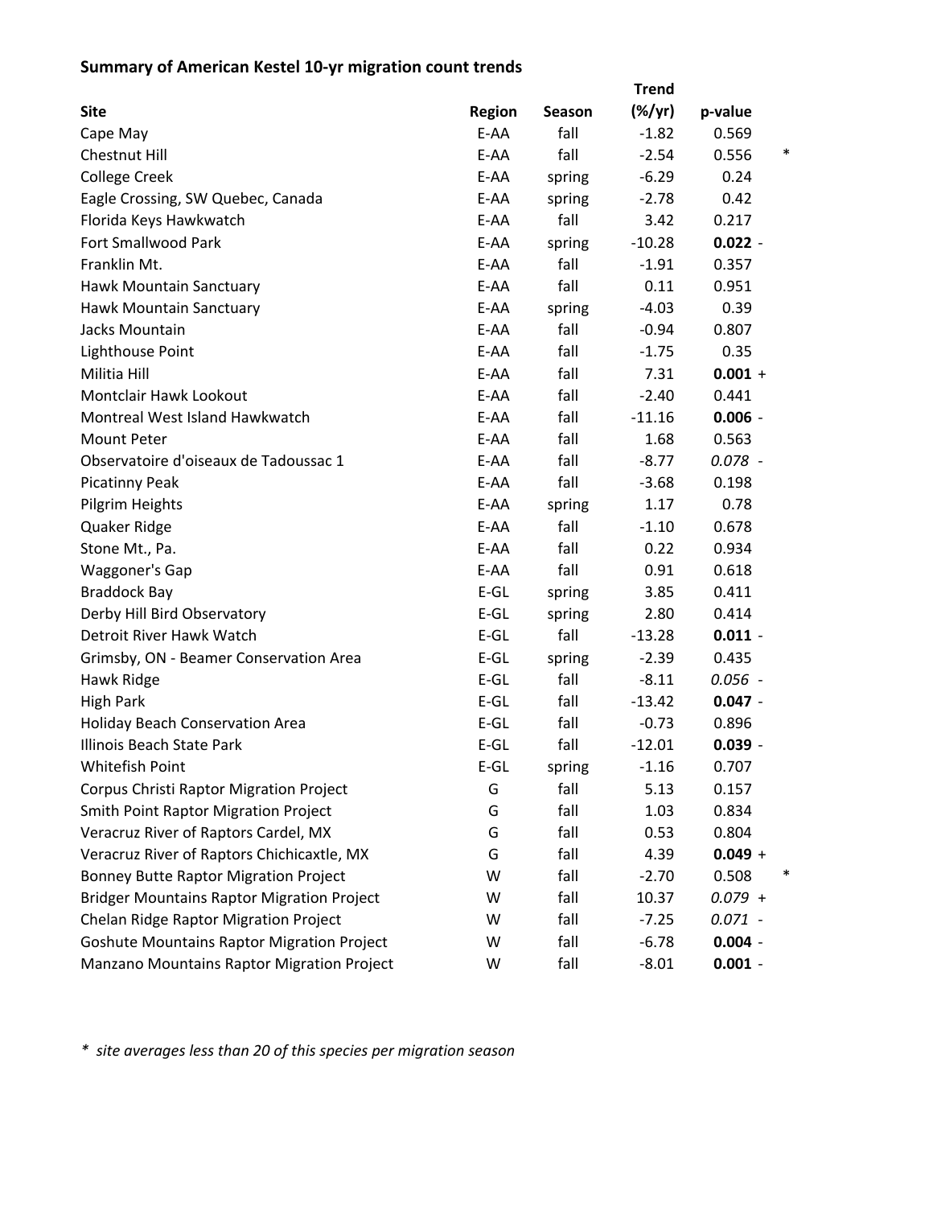**Summary of American Kestel 10-yr migration count trends**

| Site | Region | Season | Trend (%/yr) | p-value | | |
|---|---|---|---|---|---|---|
| Cape May | E-AA | fall | -1.82 | 0.569 | | |
| Chestnut Hill | E-AA | fall | -2.54 | 0.556 | | * |
| College Creek | E-AA | spring | -6.29 | 0.24 | | |
| Eagle Crossing, SW Quebec, Canada | E-AA | spring | -2.78 | 0.42 | | |
| Florida Keys Hawkwatch | E-AA | fall | 3.42 | 0.217 | | |
| Fort Smallwood Park | E-AA | spring | -10.28 | **0.022** | - | |
| Franklin Mt. | E-AA | fall | -1.91 | 0.357 | | |
| Hawk Mountain Sanctuary | E-AA | fall | 0.11 | 0.951 | | |
| Hawk Mountain Sanctuary | E-AA | spring | -4.03 | 0.39 | | |
| Jacks Mountain | E-AA | fall | -0.94 | 0.807 | | |
| Lighthouse Point | E-AA | fall | -1.75 | 0.35 | | |
| Militia Hill | E-AA | fall | 7.31 | **0.001** | + | |
| Montclair Hawk Lookout | E-AA | fall | -2.40 | 0.441 | | |
| Montreal West Island Hawkwatch | E-AA | fall | -11.16 | **0.006** | - | |
| Mount Peter | E-AA | fall | 1.68 | 0.563 | | |
| Observatoire d'oiseaux de Tadoussac 1 | E-AA | fall | -8.77 | *0.078* | - | |
| Picatinny Peak | E-AA | fall | -3.68 | 0.198 | | |
| Pilgrim Heights | E-AA | spring | 1.17 | 0.78 | | |
| Quaker Ridge | E-AA | fall | -1.10 | 0.678 | | |
| Stone Mt., Pa. | E-AA | fall | 0.22 | 0.934 | | |
| Waggoner's Gap | E-AA | fall | 0.91 | 0.618 | | |
| Braddock Bay | E-GL | spring | 3.85 | 0.411 | | |
| Derby Hill Bird Observatory | E-GL | spring | 2.80 | 0.414 | | |
| Detroit River Hawk Watch | E-GL | fall | -13.28 | **0.011** | - | |
| Grimsby, ON - Beamer Conservation Area | E-GL | spring | -2.39 | 0.435 | | |
| Hawk Ridge | E-GL | fall | -8.11 | *0.056* | - | |
| High Park | E-GL | fall | -13.42 | **0.047** | - | |
| Holiday Beach Conservation Area | E-GL | fall | -0.73 | 0.896 | | |
| Illinois Beach State Park | E-GL | fall | -12.01 | **0.039** | - | |
| Whitefish Point | E-GL | spring | -1.16 | 0.707 | | |
| Corpus Christi Raptor Migration Project | G | fall | 5.13 | 0.157 | | |
| Smith Point Raptor Migration Project | G | fall | 1.03 | 0.834 | | |
| Veracruz River of Raptors Cardel, MX | G | fall | 0.53 | 0.804 | | |
| Veracruz River of Raptors Chichicaxtle, MX | G | fall | 4.39 | **0.049** | + | |
| Bonney Butte Raptor Migration Project | W | fall | -2.70 | 0.508 | | * |
| Bridger Mountains Raptor Migration Project | W | fall | 10.37 | *0.079* | + | |
| Chelan Ridge Raptor Migration Project | W | fall | -7.25 | *0.071* | - | |
| Goshute Mountains Raptor Migration Project | W | fall | -6.78 | **0.004** | - | |
| Manzano Mountains Raptor Migration Project | W | fall | -8.01 | **0.001** | - | |

*\* site averages less than 20 of this species per migration season*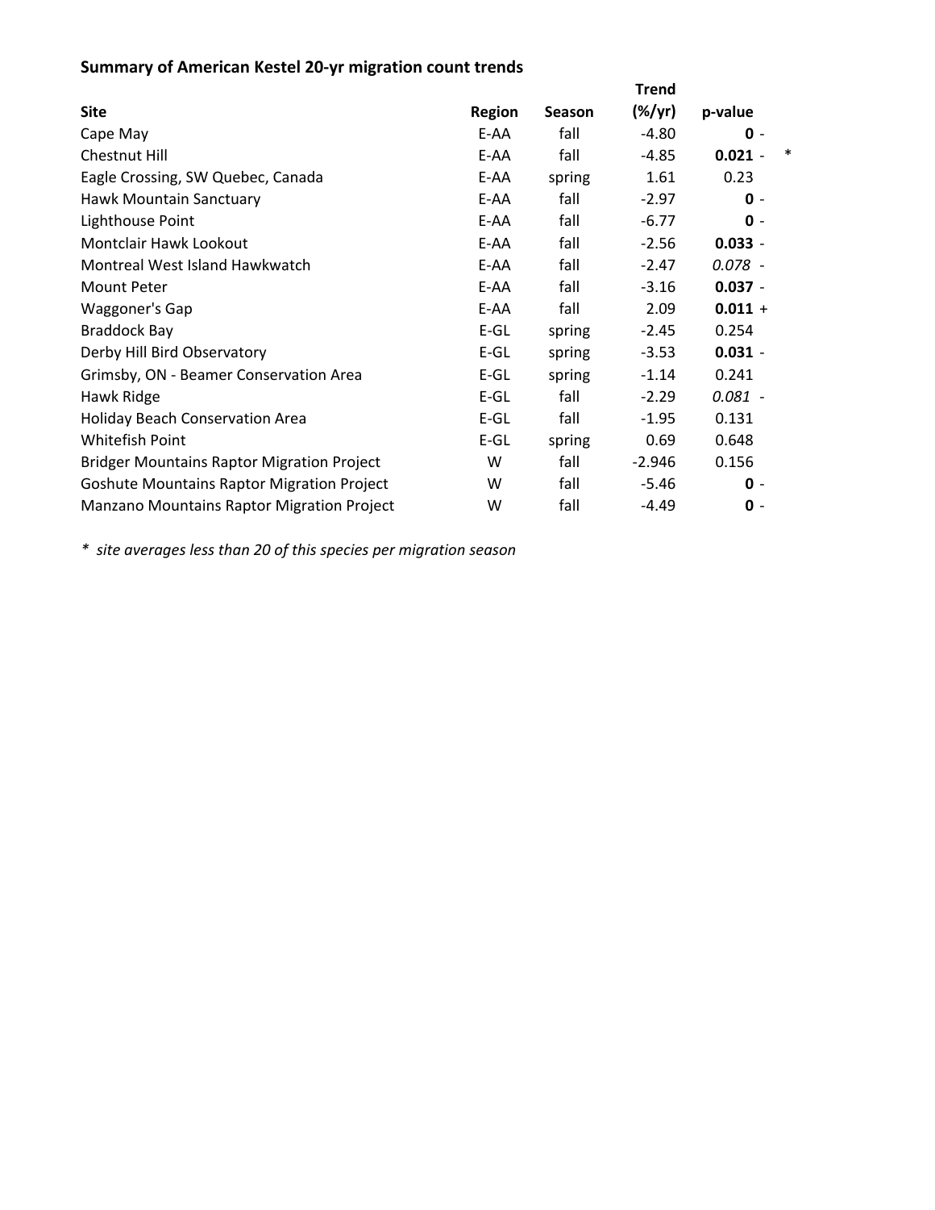**Summary of American Kestel 20-yr migration count trends**

| Site | Region | Season | Trend (%/yr) | p-value | |
|---|---|---|---|---|---|
| Cape May | E-AA | fall | -4.80 | **0** - | |
| Chestnut Hill | E-AA | fall | -4.85 | **0.021** - | * |
| Eagle Crossing, SW Quebec, Canada | E-AA | spring | 1.61 | 0.23 | |
| Hawk Mountain Sanctuary | E-AA | fall | -2.97 | **0** - | |
| Lighthouse Point | E-AA | fall | -6.77 | **0** - | |
| Montclair Hawk Lookout | E-AA | fall | -2.56 | **0.033** - | |
| Montreal West Island Hawkwatch | E-AA | fall | -2.47 | *0.078* - | |
| Mount Peter | E-AA | fall | -3.16 | **0.037** - | |
| Waggoner's Gap | E-AA | fall | 2.09 | **0.011** + | |
| Braddock Bay | E-GL | spring | -2.45 | 0.254 | |
| Derby Hill Bird Observatory | E-GL | spring | -3.53 | **0.031** - | |
| Grimsby, ON - Beamer Conservation Area | E-GL | spring | -1.14 | 0.241 | |
| Hawk Ridge | E-GL | fall | -2.29 | *0.081* - | |
| Holiday Beach Conservation Area | E-GL | fall | -1.95 | 0.131 | |
| Whitefish Point | E-GL | spring | 0.69 | 0.648 | |
| Bridger Mountains Raptor Migration Project | W | fall | -2.946 | 0.156 | |
| Goshute Mountains Raptor Migration Project | W | fall | -5.46 | **0** - | |
| Manzano Mountains Raptor Migration Project | W | fall | -4.49 | **0** - | |

*\* site averages less than 20 of this species per migration season*